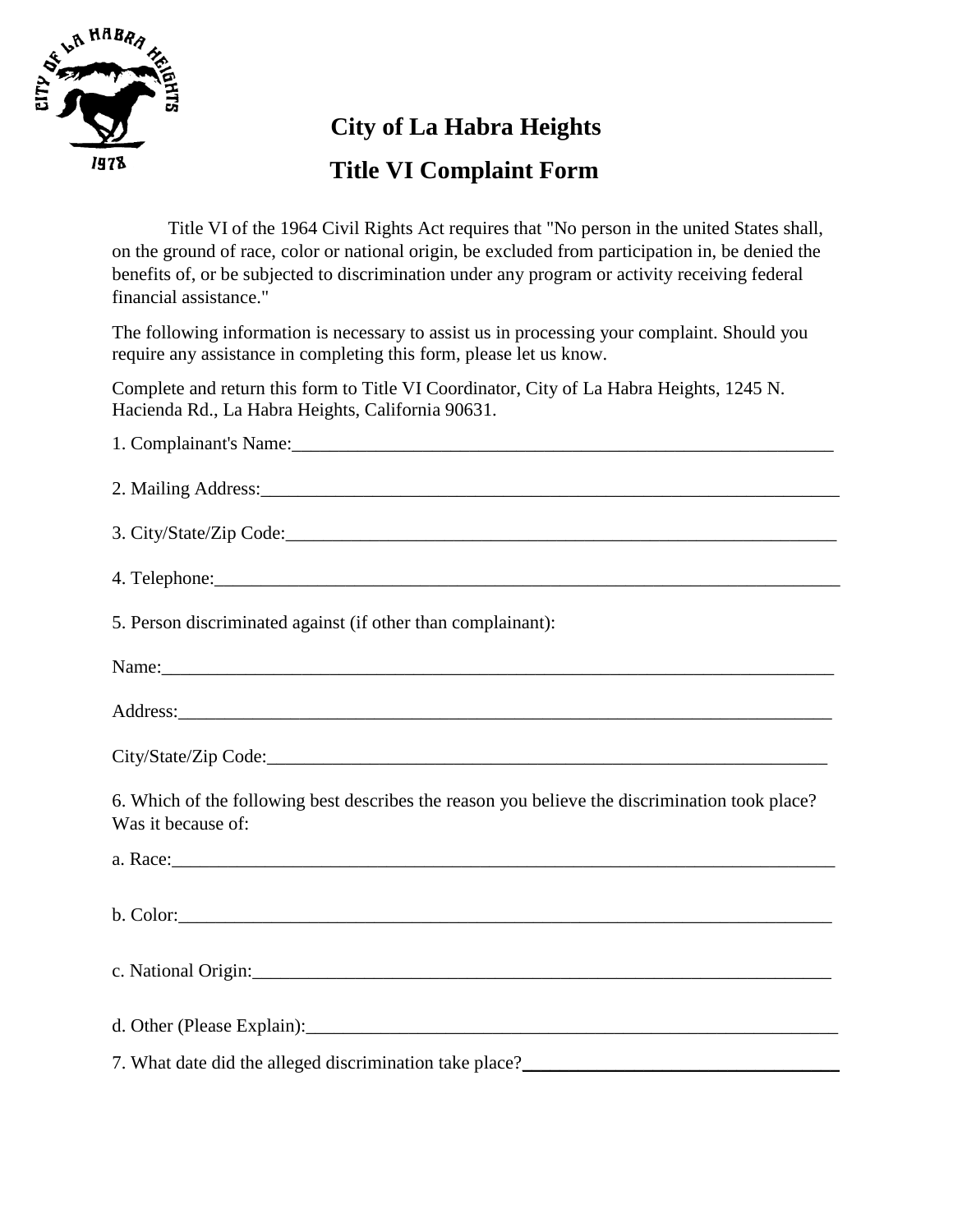# City of La Habra Heights

## Title VI Complaint Form

Title VI of the 1964 Civil Rights Act requires that "No person in the united States shall, on the ground of race, color or national origin, be excluded from participation in, be denied the benefits of, or be subjected to discrimination under any program or activity receiving federal financial assistance."

The following information is necessary to assist us in processing your complaint. Should you require any assistance in completing this form, please let us know.

Complete and return this form to Title VI Coordinator, City of La Habra Heights, 1245 N. Hacienda Rd., La Habra Heights, California 90631.

1. Complainant's Name:_______________________________________________________________

2. Mailing Address:__________________________________________________________________

3. City/State/Zip Code:_______________________________________________________________

4. Telephone:_______________________________________________________________________

5. Person discriminated against (if other than complainant):

Name:_____________________________________________________________________________

Address:___________________________________________________________________________

City/State/Zip Code:_________________________________________________________________

6. Which of the following best describes the reason you believe the discrimination took place? Was it because of:

a. Race:____________________________________________________________________________

b. Color:___________________________________________________________________________

c. National Origin:___________________________________________________________________

d. Other (Please Explain):_____________________________________________________________

7. What date did the alleged discrimination take place?__________________________________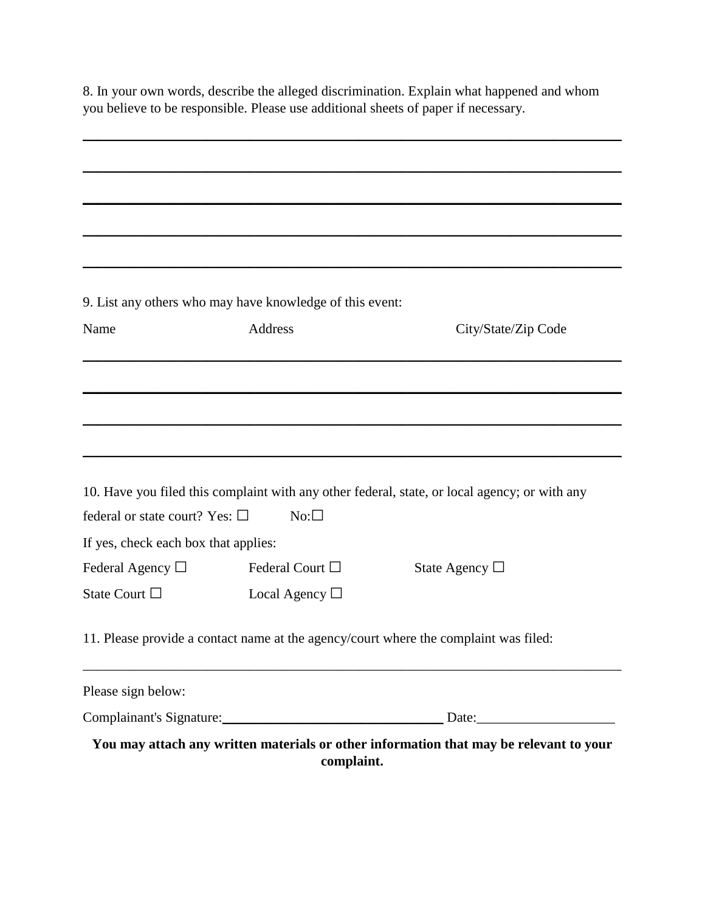8. In your own words, describe the alleged discrimination. Explain what happened and whom you believe to be responsible. Please use additional sheets of paper if necessary.

______________________________________________________________________________

______________________________________________________________________________

______________________________________________________________________________

______________________________________________________________________________

______________________________________________________________________________

9. List any others who may have knowledge of this event:

| Name | Address | City/State/Zip Code |
|---|---|---|
| | | |
| | | |
| | | |
| | | |

10. Have you filed this complaint with any other federal, state, or local agency; or with any federal or state court? Yes: ☐ No:☐

If yes, check each box that applies:

Federal Agency ☐ Federal Court ☐ State Agency ☐

State Court ☐ Local Agency ☐

11. Please provide a contact name at the agency/court where the complaint was filed:

______________________________________________________________________________

Please sign below:

Complainant's Signature:________________________________ Date:____________________

**You may attach any written materials or other information that may be relevant to your complaint.**